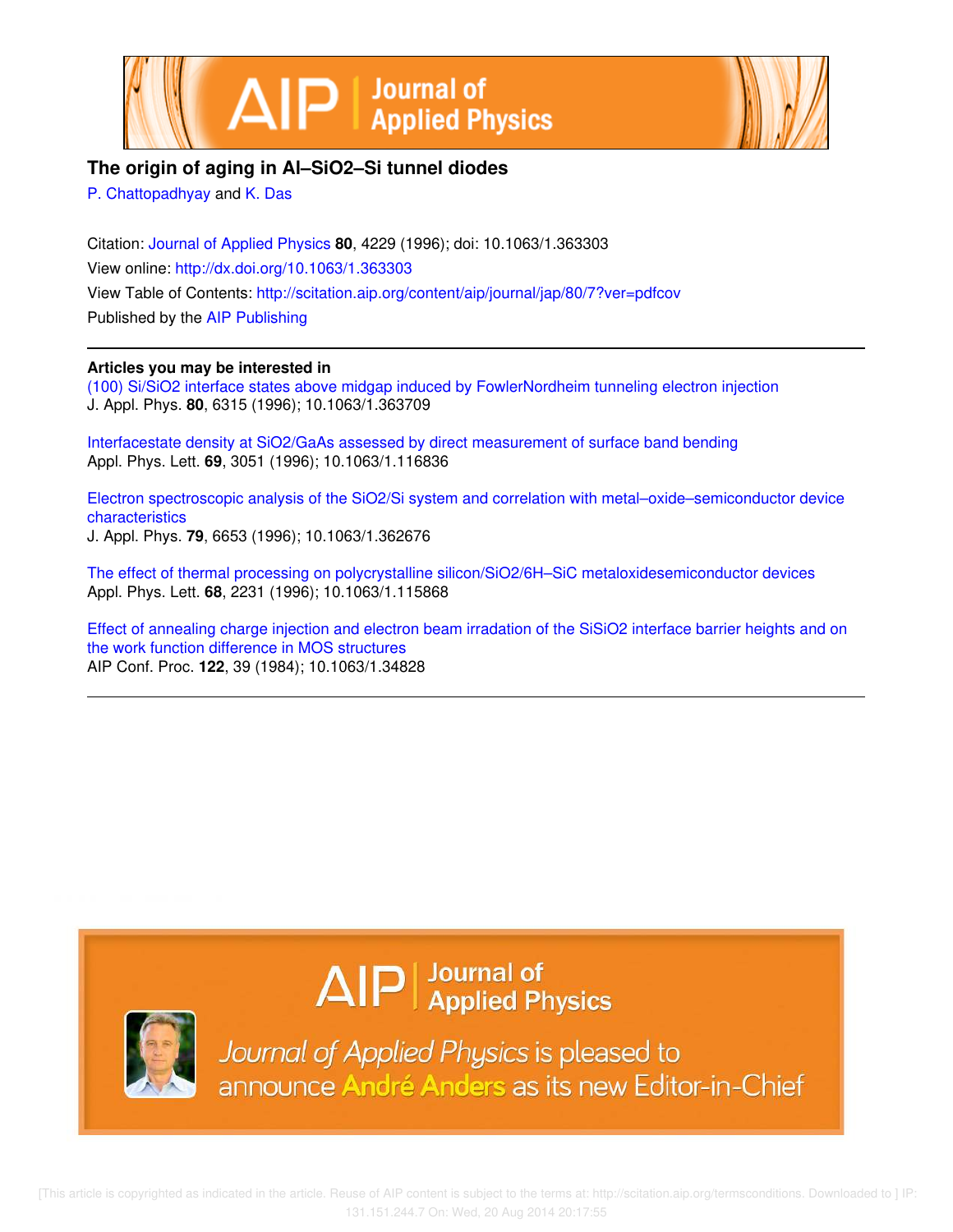# The origin of aging in Al–SiO2–Si tunnel diodes

P. Chattopadhyay and K. Das

Citation: Journal of Applied Physics **80**, 4229 (1996); doi: 10.1063/1.363303

View online: http://dx.doi.org/10.1063/1.363303

View Table of Contents: http://scitation.aip.org/content/aip/journal/jap/80/7?ver=pdfcov

Published by the AIP Publishing

**Articles you may be interested in**

(100) Si/SiO2 interface states above midgap induced by FowlerNordheim tunneling electron injection
J. Appl. Phys. **80**, 6315 (1996); 10.1063/1.363709

Interfacestate density at SiO2/GaAs assessed by direct measurement of surface band bending
Appl. Phys. Lett. **69**, 3051 (1996); 10.1063/1.116836

Electron spectroscopic analysis of the SiO2/Si system and correlation with metal–oxide–semiconductor device characteristics
J. Appl. Phys. **79**, 6653 (1996); 10.1063/1.362676

The effect of thermal processing on polycrystalline silicon/SiO2/6H–SiC metaloxidesemiconductor devices
Appl. Phys. Lett. **68**, 2231 (1996); 10.1063/1.115868

Effect of annealing charge injection and electron beam irradation of the SiSiO2 interface barrier heights and on the work function difference in MOS structures
AIP Conf. Proc. **122**, 39 (1984); 10.1063/1.34828

Journal of Applied Physics is pleased to announce André Anders as its new Editor-in-Chief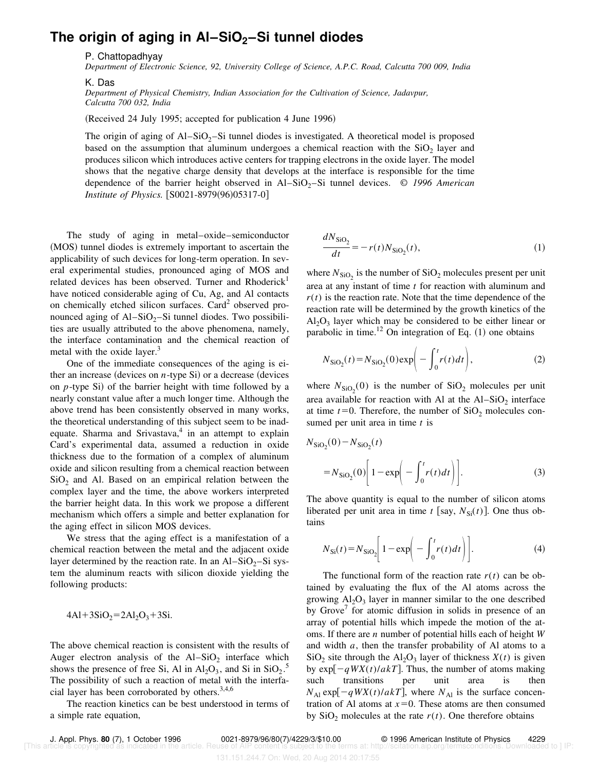# The origin of aging in Al–$SiO_2$–Si tunnel diodes

P. Chattopadhyay

*Department of Electronic Science, 92, University College of Science, A.P.C. Road, Calcutta 700 009, India*

K. Das

*Department of Physical Chemistry, Indian Association for the Cultivation of Science, Jadavpur, Calcutta 700 032, India*

(Received 24 July 1995; accepted for publication 4 June 1996)

The origin of aging of Al–$SiO_2$–Si tunnel diodes is investigated. A theoretical model is proposed based on the assumption that aluminum undergoes a chemical reaction with the $SiO_2$ layer and produces silicon which introduces active centers for trapping electrons in the oxide layer. The model shows that the negative charge density that develops at the interface is responsible for the time dependence of the barrier height observed in Al–$SiO_2$–Si tunnel devices. © *1996 American Institute of Physics.* [S0021-8979(96)05317-0]

The study of aging in metal–oxide–semiconductor (MOS) tunnel diodes is extremely important to ascertain the applicability of such devices for long-term operation. In several experimental studies, pronounced aging of MOS and related devices has been observed. Turner and Rhoderick[1] have noticed considerable aging of Cu, Ag, and Al contacts on chemically etched silicon surfaces. Card[2] observed pronounced aging of Al–$SiO_2$–Si tunnel diodes. Two possibilities are usually attributed to the above phenomena, namely, the interface contamination and the chemical reaction of metal with the oxide layer.[3]

One of the immediate consequences of the aging is either an increase (devices on *n*-type Si) or a decrease (devices on *p*-type Si) of the barrier height with time followed by a nearly constant value after a much longer time. Although the above trend has been consistently observed in many works, the theoretical understanding of this subject seem to be inadequate. Sharma and Srivastava,[4] in an attempt to explain Card's experimental data, assumed a reduction in oxide thickness due to the formation of a complex of aluminum oxide and silicon resulting from a chemical reaction between $SiO_2$ and Al. Based on an empirical relation between the complex layer and the time, the above workers interpreted the barrier height data. In this work we propose a different mechanism which offers a simple and better explanation for the aging effect in silicon MOS devices.

We stress that the aging effect is a manifestation of a chemical reaction between the metal and the adjacent oxide layer determined by the reaction rate. In an Al–$SiO_2$–Si system the aluminum reacts with silicon dioxide yielding the following products:

$$4Al+3SiO_2=2Al_2O_3+3Si.$$

The above chemical reaction is consistent with the results of Auger electron analysis of the Al–$SiO_2$ interface which shows the presence of free Si, Al in $Al_2O_3$, and Si in $SiO_2$.[5] The possibility of such a reaction of metal with the interfacial layer has been corroborated by others.[3,4,6]

The reaction kinetics can be best understood in terms of a simple rate equation,

$$\frac{dN_{SiO_2}}{dt}=-r(t)N_{SiO_2}(t), \tag{1}$$

where $N_{SiO_2}$ is the number of $SiO_2$ molecules present per unit area at any instant of time $t$ for reaction with aluminum and $r(t)$ is the reaction rate. Note that the time dependence of the reaction rate will be determined by the growth kinetics of the $Al_2O_3$ layer which may be considered to be either linear or parabolic in time.[12] On integration of Eq. (1) one obtains

$$N_{SiO_2}(t)=N_{SiO_2}(0)\exp\left(-\int_0^t r(t)dt\right), \tag{2}$$

where $N_{SiO_2}(0)$ is the number of $SiO_2$ molecules per unit area available for reaction with Al at the Al–$SiO_2$ interface at time $t=0$. Therefore, the number of $SiO_2$ molecules consumed per unit area in time $t$ is

$$N_{SiO_2}(0)-N_{SiO_2}(t)=N_{SiO_2}(0)\left[1-\exp\left(-\int_0^t r(t)dt\right)\right]. \tag{3}$$

The above quantity is equal to the number of silicon atoms liberated per unit area in time $t$ [say, $N_{Si}(t)$]. One thus obtains

$$N_{Si}(t)=N_{SiO_2}\left[1-\exp\left(-\int_0^t r(t)dt\right)\right]. \tag{4}$$

The functional form of the reaction rate $r(t)$ can be obtained by evaluating the flux of the Al atoms across the growing $Al_2O_3$ layer in manner similar to the one described by Grove[7] for atomic diffusion in solids in presence of an array of potential hills which impede the motion of the atoms. If there are $n$ number of potential hills each of height $W$ and width $a$, then the transfer probability of Al atoms to a $SiO_2$ site through the $Al_2O_3$ layer of thickness $X(t)$ is given by $\exp[-qWX(t)/akT]$. Thus, the number of atoms making such transitions per unit area is then $N_{Al}\exp[-qWX(t)/akT]$, where $N_{Al}$ is the surface concentration of Al atoms at $x=0$. These atoms are then consumed by $SiO_2$ molecules at the rate $r(t)$. One therefore obtains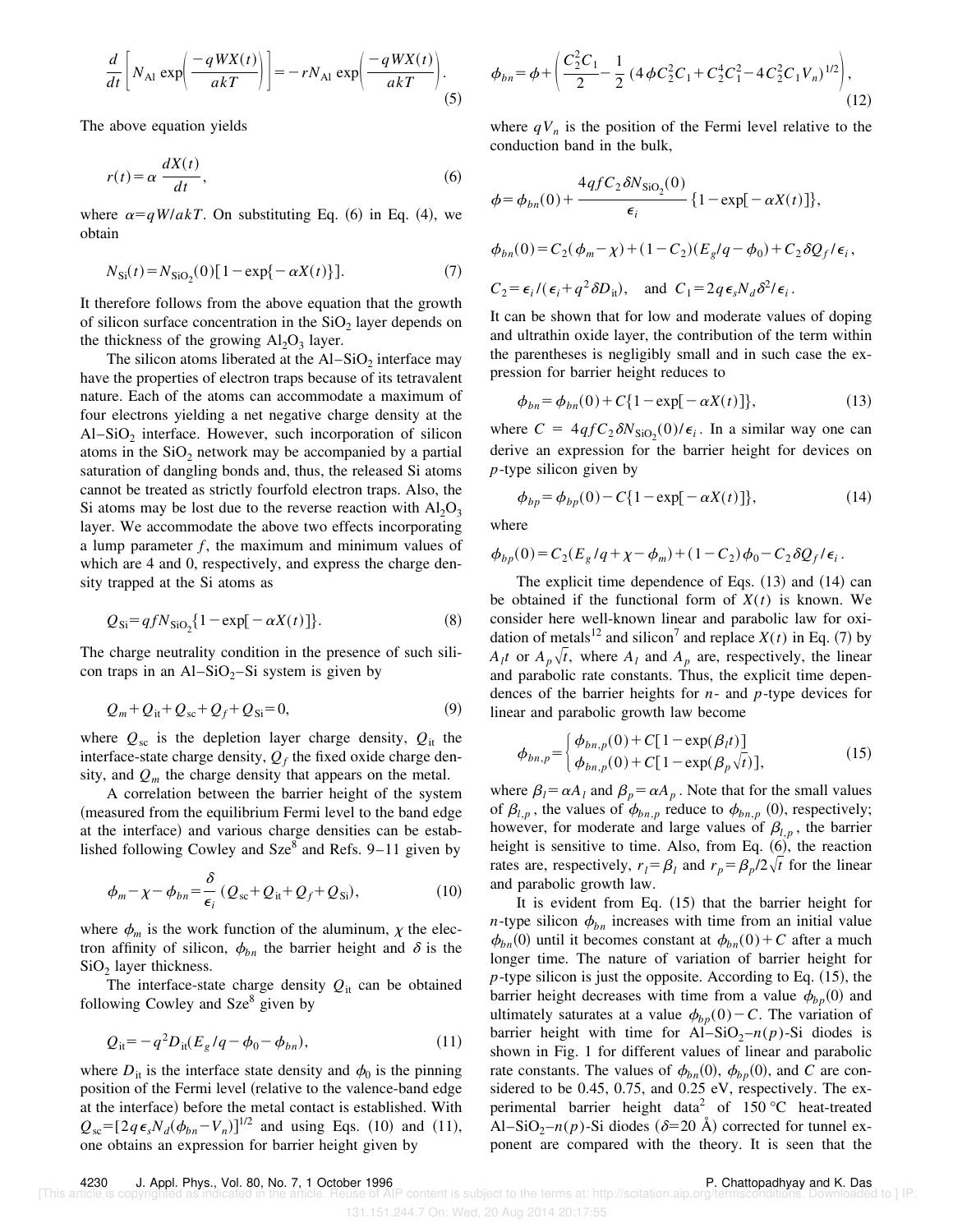$$\frac{d}{dt}\left[N_{\rm Al}\exp\left(\frac{-qWX(t)}{akT}\right)\right]=-rN_{\rm Al}\exp\left(\frac{-qWX(t)}{akT}\right). \tag{5}$$

The above equation yields

$$r(t)=\alpha\,\frac{dX(t)}{dt}, \tag{6}$$

where $\alpha=qW/akT$. On substituting Eq. (6) in Eq. (4), we obtain

$$N_{\rm Si}(t)=N_{\rm SiO_2}(0)[1-\exp\{-\alpha X(t)\}]. \tag{7}$$

It therefore follows from the above equation that the growth of silicon surface concentration in the $SiO_2$ layer depends on the thickness of the growing $Al_2O_3$ layer.

The silicon atoms liberated at the Al–$SiO_2$ interface may have the properties of electron traps because of its tetravalent nature. Each of the atoms can accommodate a maximum of four electrons yielding a net negative charge density at the Al–$SiO_2$ interface. However, such incorporation of silicon atoms in the $SiO_2$ network may be accompanied by a partial saturation of dangling bonds and, thus, the released Si atoms cannot be treated as strictly fourfold electron traps. Also, the Si atoms may be lost due to the reverse reaction with $Al_2O_3$ layer. We accommodate the above two effects incorporating a lump parameter $f$, the maximum and minimum values of which are 4 and 0, respectively, and express the charge density trapped at the Si atoms as

$$Q_{\rm Si}=qfN_{\rm SiO_2}\{1-\exp[-\alpha X(t)]\}. \tag{8}$$

The charge neutrality condition in the presence of such silicon traps in an Al–$SiO_2$–Si system is given by

$$Q_m+Q_{\rm it}+Q_{\rm sc}+Q_f+Q_{\rm Si}=0, \tag{9}$$

where $Q_{\rm sc}$ is the depletion layer charge density, $Q_{\rm it}$ the interface-state charge density, $Q_f$ the fixed oxide charge density, and $Q_m$ the charge density that appears on the metal.

A correlation between the barrier height of the system (measured from the equilibrium Fermi level to the band edge at the interface) and various charge densities can be established following Cowley and Sze[8] and Refs. 9–11 given by

$$\phi_m-\chi-\phi_{bn}=\frac{\delta}{\epsilon_i}\,(Q_{\rm sc}+Q_{\rm it}+Q_f+Q_{\rm Si}), \tag{10}$$

where $\phi_m$ is the work function of the aluminum, $\chi$ the electron affinity of silicon, $\phi_{bn}$ the barrier height and $\delta$ is the $SiO_2$ layer thickness.

The interface-state charge density $Q_{\rm it}$ can be obtained following Cowley and Sze[8] given by

$$Q_{\rm it}=-q^2D_{\rm it}(E_g/q-\phi_0-\phi_{bn}), \tag{11}$$

where $D_{\rm it}$ is the interface state density and $\phi_0$ is the pinning position of the Fermi level (relative to the valence-band edge at the interface) before the metal contact is established. With $Q_{\rm sc}=[2q\epsilon_sN_d(\phi_{bn}-V_n)]^{1/2}$ and using Eqs. (10) and (11), one obtains an expression for barrier height given by

$$\phi_{bn}=\phi+\left(\frac{C_2^2C_1}{2}-\frac{1}{2}\,(4\phi C_2^2C_1+C_2^4C_1^2-4C_2^2C_1V_n)^{1/2}\right), \tag{12}$$

where $qV_n$ is the position of the Fermi level relative to the conduction band in the bulk,

$$\phi=\phi_{bn}(0)+\frac{4qfC_2\delta N_{\rm SiO_2}(0)}{\epsilon_i}\{1-\exp[-\alpha X(t)]\},$$

$$\phi_{bn}(0)=C_2(\phi_m-\chi)+(1-C_2)(E_g/q-\phi_0)+C_2\delta Q_f/\epsilon_i,$$

$$C_2=\epsilon_i/(\epsilon_i+q^2\delta D_{\rm it}),\quad \text{and}\quad C_1=2q\epsilon_sN_d\delta^2/\epsilon_i.$$

It can be shown that for low and moderate values of doping and ultrathin oxide layer, the contribution of the term within the parentheses is negligibly small and in such case the expression for barrier height reduces to

$$\phi_{bn}=\phi_{bn}(0)+C\{1-\exp[-\alpha X(t)]\}, \tag{13}$$

where $C=4qfC_2\delta N_{\rm SiO_2}(0)/\epsilon_i$. In a similar way one can derive an expression for the barrier height for devices on $p$-type silicon given by

$$\phi_{bp}=\phi_{bp}(0)-C\{1-\exp[-\alpha X(t)]\}, \tag{14}$$

where

$$\phi_{bp}(0)=C_2(E_g/q+\chi-\phi_m)+(1-C_2)\phi_0-C_2\delta Q_f/\epsilon_i.$$

The explicit time dependence of Eqs. (13) and (14) can be obtained if the functional form of $X(t)$ is known. We consider here well-known linear and parabolic law for oxidation of metals[12] and silicon[7] and replace $X(t)$ in Eq. (7) by $A_lt$ or $A_p\sqrt{t}$, where $A_l$ and $A_p$ are, respectively, the linear and parabolic rate constants. Thus, the explicit time dependences of the barrier heights for $n$- and $p$-type devices for linear and parabolic growth law become

$$\phi_{bn,p}=\begin{cases}\phi_{bn,p}(0)+C[1-\exp(\beta_lt)]\\ \phi_{bn,p}(0)+C[1-\exp(\beta_p\sqrt{t})],\end{cases} \tag{15}$$

where $\beta_l=\alpha A_l$ and $\beta_p=\alpha A_p$. Note that for the small values of $\beta_{l,p}$, the values of $\phi_{bn,p}$ reduce to $\phi_{bn,p}$ (0), respectively; however, for moderate and large values of $\beta_{l,p}$, the barrier height is sensitive to time. Also, from Eq. (6), the reaction rates are, respectively, $r_l=\beta_l$ and $r_p=\beta_p/2\sqrt{t}$ for the linear and parabolic growth law.

It is evident from Eq. (15) that the barrier height for $n$-type silicon $\phi_{bn}$ increases with time from an initial value $\phi_{bn}(0)$ until it becomes constant at $\phi_{bn}(0)+C$ after a much longer time. The nature of variation of barrier height for $p$-type silicon is just the opposite. According to Eq. (15), the barrier height decreases with time from a value $\phi_{bp}(0)$ and ultimately saturates at a value $\phi_{bp}(0)-C$. The variation of barrier height with time for Al–$SiO_2$–$n(p)$-Si diodes is shown in Fig. 1 for different values of linear and parabolic rate constants. The values of $\phi_{bn}(0)$, $\phi_{bp}(0)$, and $C$ are considered to be 0.45, 0.75, and 0.25 eV, respectively. The experimental barrier height data[2] of 150 °C heat-treated Al–$SiO_2$–$n(p)$-Si diodes ($\delta$=20 Å) corrected for tunnel exponent are compared with the theory. It is seen that the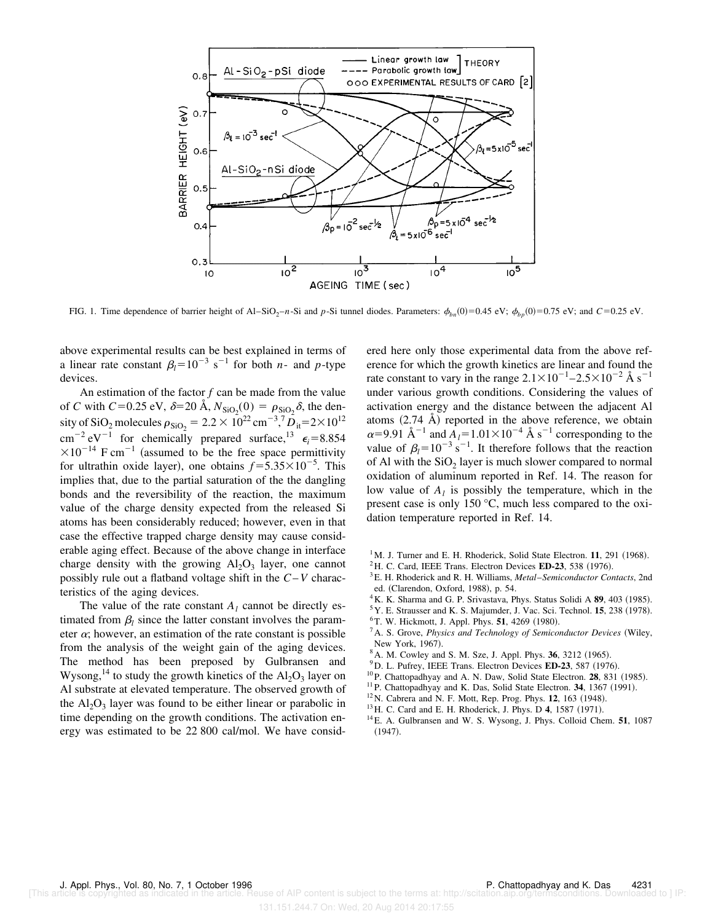Al-SiO$_2$-pSi diode

Al-SiO$_2$-nSi diode

Linear growth law
Parabolic growth law
THEORY
EXPERIMENTAL RESULTS OF CARD [2]

$\beta_l = 10^{-3}$ sec$^{-1}$

$\beta_l = 5\times10^{-5}$ sec$^{-1}$

$\beta_p = 10^{-2}$ sec$^{-1/2}$

$\beta_p = 5\times10^{-4}$ sec$^{-1/2}$

$\beta_l = 5\times10^{-6}$ sec$^{-1}$

BARRIER HEIGHT (eV)

0.3
0.4
0.5
0.6
0.7
0.8

AGEING TIME (sec)

10
$10^2$
$10^3$
$10^4$
$10^5$

FIG. 1. Time dependence of barrier height of Al–SiO$_2$–$n$-Si and $p$-Si tunnel diodes. Parameters: $\phi_{bn}(0)=0.45$ eV; $\phi_{bp}(0)=0.75$ eV; and $C=0.25$ eV.

above experimental results can be best explained in terms of a linear rate constant $\beta_l=10^{-3}$ s$^{-1}$ for both $n$- and $p$-type devices.

An estimation of the factor $f$ can be made from the value of $C$ with $C=0.25$ eV, $\delta=20$ Å, $N_{SiO_2}(0) = \rho_{SiO_2}\delta$, the density of SiO$_2$ molecules $\rho_{SiO_2} = 2.2\times10^{22}$ cm$^{-3}$,[7] $D_{it}=2\times10^{12}$ cm$^{-2}$ eV$^{-1}$ for chemically prepared surface,[13] $\epsilon_i=8.854\times10^{-14}$ F cm$^{-1}$ (assumed to be the free space permittivity for ultrathin oxide layer), one obtains $f=5.35\times10^{-5}$. This implies that, due to the partial saturation of the the dangling bonds and the reversibility of the reaction, the maximum value of the charge density expected from the released Si atoms has been considerably reduced; however, even in that case the effective trapped charge density may cause considerable aging effect. Because of the above change in interface charge density with the growing Al$_2$O$_3$ layer, one cannot possibly rule out a flatband voltage shift in the $C$–$V$ characteristics of the aging devices.

The value of the rate constant $A_l$ cannot be directly estimated from $\beta_l$ since the latter constant involves the parameter $\alpha$; however, an estimation of the rate constant is possible from the analysis of the weight gain of the aging devices. The method has been preposed by Gulbransen and Wysong,[14] to study the growth kinetics of the Al$_2$O$_3$ layer on Al substrate at elevated temperature. The observed growth of the Al$_2$O$_3$ layer was found to be either linear or parabolic in time depending on the growth conditions. The activation energy was estimated to be 22 800 cal/mol. We have considered here only those experimental data from the above reference for which the growth kinetics are linear and found the rate constant to vary in the range $2.1\times10^{-1}$–$2.5\times10^{-2}$ Å s$^{-1}$ under various growth conditions. Considering the values of activation energy and the distance between the adjacent Al atoms (2.74 Å) reported in the above reference, we obtain $\alpha=9.91$ Å$^{-1}$ and $A_l=1.01\times10^{-4}$ Å s$^{-1}$ corresponding to the value of $\beta_l=10^{-3}$ s$^{-1}$. It therefore follows that the reaction of Al with the SiO$_2$ layer is much slower compared to normal oxidation of aluminum reported in Ref. 14. The reason for low value of $A_l$ is possibly the temperature, which in the present case is only 150 °C, much less compared to the oxidation temperature reported in Ref. 14.

[1] M. J. Turner and E. H. Rhoderick, Solid State Electron. **11**, 291 (1968).
[2] H. C. Card, IEEE Trans. Electron Devices **ED-23**, 538 (1976).
[3] E. H. Rhoderick and R. H. Williams, *Metal–Semiconductor Contacts*, 2nd ed. (Clarendon, Oxford, 1988), p. 54.
[4] K. K. Sharma and G. P. Srivastava, Phys. Status Solidi A **89**, 403 (1985).
[5] Y. E. Strausser and K. S. Majumder, J. Vac. Sci. Technol. **15**, 238 (1978).
[6] T. W. Hickmott, J. Appl. Phys. **51**, 4269 (1980).
[7] A. S. Grove, *Physics and Technology of Semiconductor Devices* (Wiley, New York, 1967).
[8] A. M. Cowley and S. M. Sze, J. Appl. Phys. **36**, 3212 (1965).
[9] D. L. Pufrey, IEEE Trans. Electron Devices **ED-23**, 587 (1976).
[10] P. Chattopadhyay and A. N. Daw, Solid State Electron. **28**, 831 (1985).
[11] P. Chattopadhyay and K. Das, Solid State Electron. **34**, 1367 (1991).
[12] N. Cabrera and N. F. Mott, Rep. Prog. Phys. **12**, 163 (1948).
[13] H. C. Card and E. H. Rhoderick, J. Phys. D **4**, 1587 (1971).
[14] E. A. Gulbransen and W. S. Wysong, J. Phys. Colloid Chem. **51**, 1087 (1947).